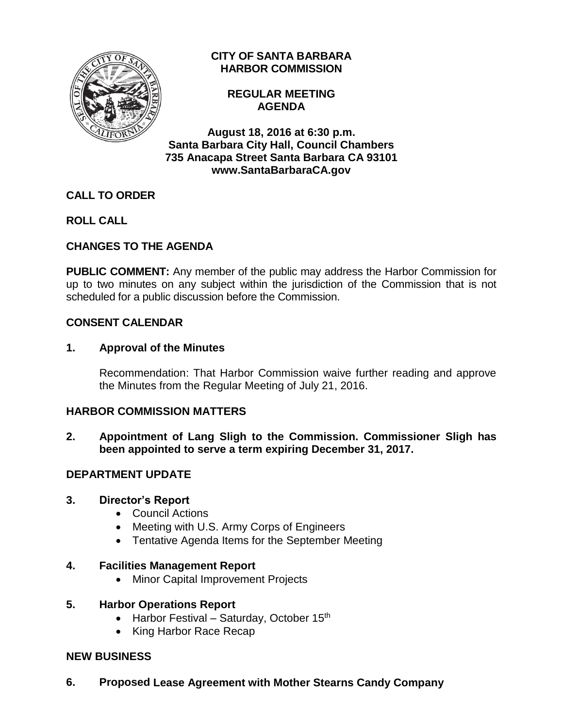**CITY OF SANTA BARBARA**
**HARBOR COMMISSION**

**REGULAR MEETING**
**AGENDA**

**August 18, 2016 at 6:30 p.m.**
**Santa Barbara City Hall, Council Chambers**
**735 Anacapa Street Santa Barbara CA 93101**
**www.SantaBarbaraCA.gov**

## CALL TO ORDER

## ROLL CALL

## CHANGES TO THE AGENDA

**PUBLIC COMMENT:** Any member of the public may address the Harbor Commission for up to two minutes on any subject within the jurisdiction of the Commission that is not scheduled for a public discussion before the Commission.

## CONSENT CALENDAR

### 1. Approval of the Minutes

Recommendation: That Harbor Commission waive further reading and approve the Minutes from the Regular Meeting of July 21, 2016.

## HARBOR COMMISSION MATTERS

### 2. Appointment of Lang Sligh to the Commission. Commissioner Sligh has been appointed to serve a term expiring December 31, 2017.

## DEPARTMENT UPDATE

### 3. Director's Report

- Council Actions
- Meeting with U.S. Army Corps of Engineers
- Tentative Agenda Items for the September Meeting

### 4. Facilities Management Report

- Minor Capital Improvement Projects

### 5. Harbor Operations Report

- Harbor Festival – Saturday, October 15th
- King Harbor Race Recap

## NEW BUSINESS

### 6. Proposed Lease Agreement with Mother Stearns Candy Company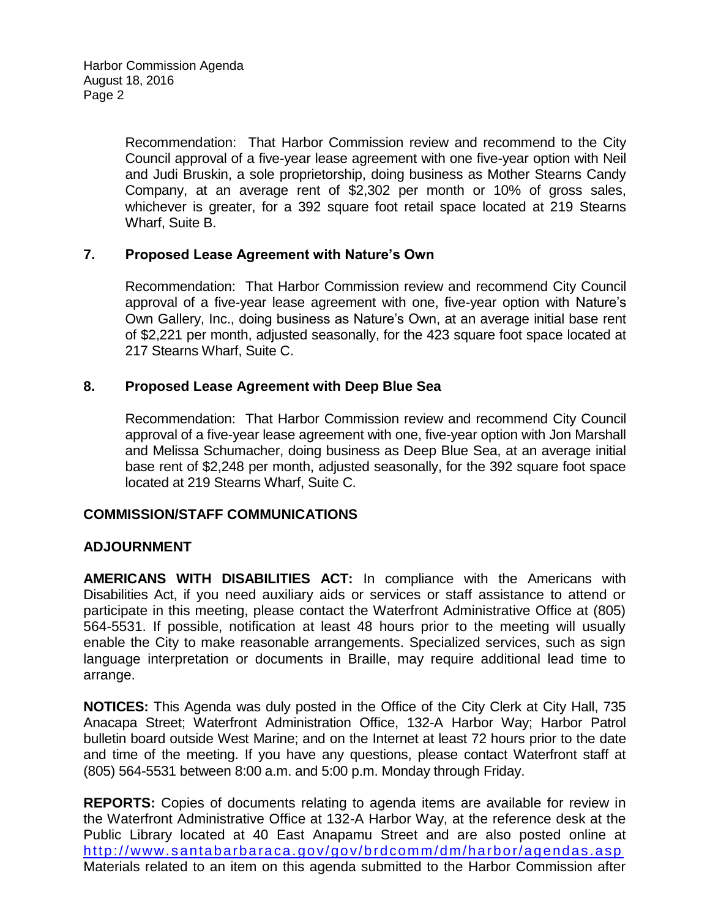Recommendation: That Harbor Commission review and recommend to the City Council approval of a five-year lease agreement with one five-year option with Neil and Judi Bruskin, a sole proprietorship, doing business as Mother Stearns Candy Company, at an average rent of $2,302 per month or 10% of gross sales, whichever is greater, for a 392 square foot retail space located at 219 Stearns Wharf, Suite B.

**7. Proposed Lease Agreement with Nature's Own**

Recommendation: That Harbor Commission review and recommend City Council approval of a five-year lease agreement with one, five-year option with Nature's Own Gallery, Inc., doing business as Nature's Own, at an average initial base rent of $2,221 per month, adjusted seasonally, for the 423 square foot space located at 217 Stearns Wharf, Suite C.

**8. Proposed Lease Agreement with Deep Blue Sea**

Recommendation: That Harbor Commission review and recommend City Council approval of a five-year lease agreement with one, five-year option with Jon Marshall and Melissa Schumacher, doing business as Deep Blue Sea, at an average initial base rent of $2,248 per month, adjusted seasonally, for the 392 square foot space located at 219 Stearns Wharf, Suite C.

## COMMISSION/STAFF COMMUNICATIONS

## ADJOURNMENT

**AMERICANS WITH DISABILITIES ACT:** In compliance with the Americans with Disabilities Act, if you need auxiliary aids or services or staff assistance to attend or participate in this meeting, please contact the Waterfront Administrative Office at (805) 564-5531. If possible, notification at least 48 hours prior to the meeting will usually enable the City to make reasonable arrangements. Specialized services, such as sign language interpretation or documents in Braille, may require additional lead time to arrange.

**NOTICES:** This Agenda was duly posted in the Office of the City Clerk at City Hall, 735 Anacapa Street; Waterfront Administration Office, 132-A Harbor Way; Harbor Patrol bulletin board outside West Marine; and on the Internet at least 72 hours prior to the date and time of the meeting. If you have any questions, please contact Waterfront staff at (805) 564-5531 between 8:00 a.m. and 5:00 p.m. Monday through Friday.

**REPORTS:** Copies of documents relating to agenda items are available for review in the Waterfront Administrative Office at 132-A Harbor Way, at the reference desk at the Public Library located at 40 East Anapamu Street and are also posted online at http://www.santabarbaraca.gov/gov/brdcomm/dm/harbor/agendas.asp Materials related to an item on this agenda submitted to the Harbor Commission after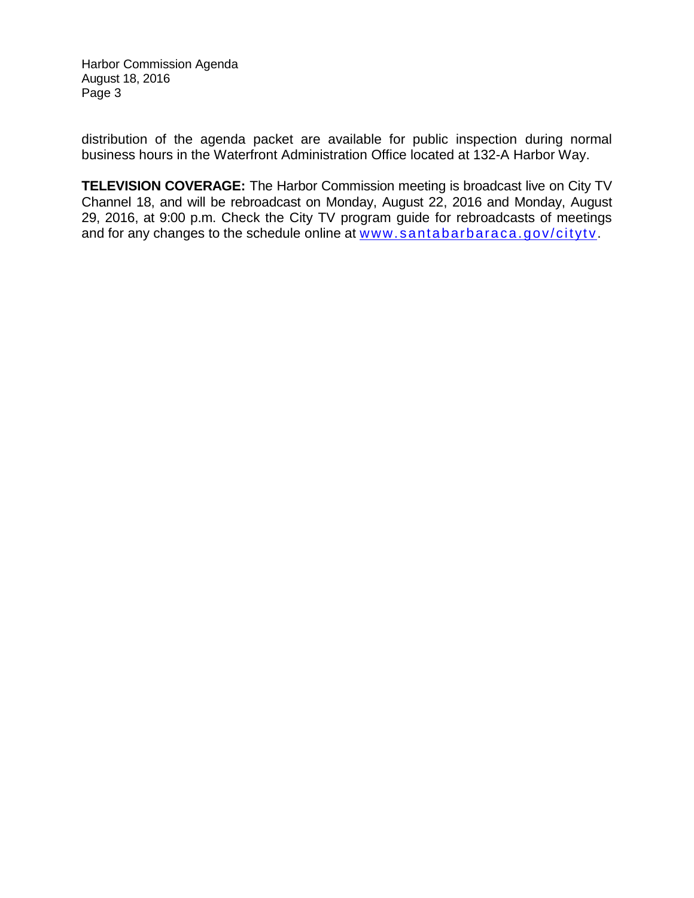distribution of the agenda packet are available for public inspection during normal business hours in the Waterfront Administration Office located at 132-A Harbor Way.

**TELEVISION COVERAGE:** The Harbor Commission meeting is broadcast live on City TV Channel 18, and will be rebroadcast on Monday, August 22, 2016 and Monday, August 29, 2016, at 9:00 p.m. Check the City TV program guide for rebroadcasts of meetings and for any changes to the schedule online at www.santabarbaraca.gov/citytv.